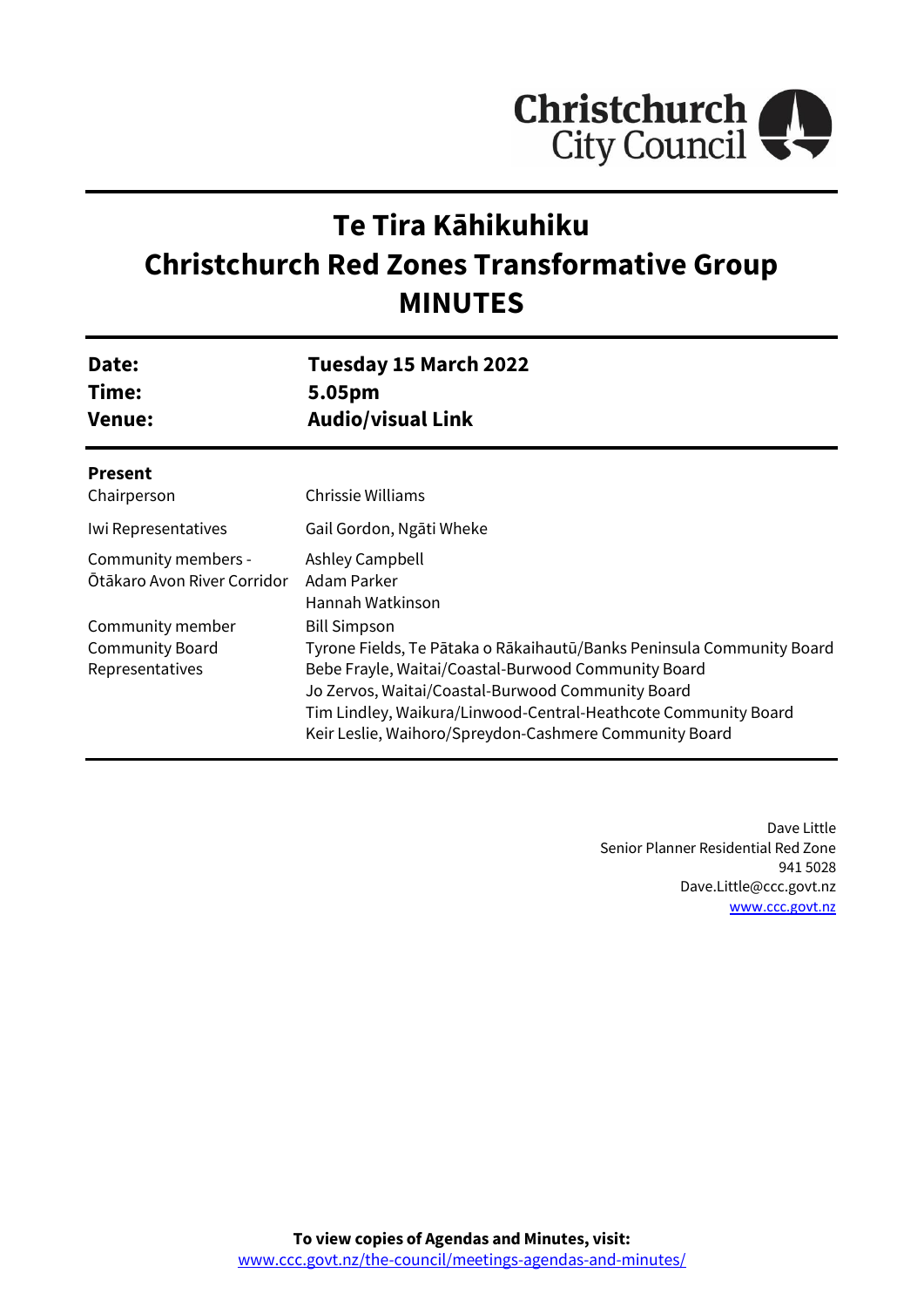# Te Tira Kāhikuhiku
# Christchurch Red Zones Transformative Group
# MINUTES

| | |
|---|---|
| **Date:** | **Tuesday 15 March 2022** |
| **Time:** | **5.05pm** |
| **Venue:** | **Audio/visual Link** |

**Present**

| | |
|---|---|
| Chairperson | Chrissie Williams |
| Iwi Representatives | Gail Gordon, Ngāti Wheke |
| Community members - Ōtākaro Avon River Corridor | Ashley Campbell<br>Adam Parker<br>Hannah Watkinson |
| Community member | Bill Simpson |
| Community Board Representatives | Tyrone Fields, Te Pātaka o Rākaihautū/Banks Peninsula Community Board<br>Bebe Frayle, Waitai/Coastal-Burwood Community Board<br>Jo Zervos, Waitai/Coastal-Burwood Community Board<br>Tim Lindley, Waikura/Linwood-Central-Heathcote Community Board<br>Keir Leslie, Waihoro/Spreydon-Cashmere Community Board |

Dave Little
Senior Planner Residential Red Zone
941 5028
Dave.Little@ccc.govt.nz
www.ccc.govt.nz

**To view copies of Agendas and Minutes, visit:**
www.ccc.govt.nz/the-council/meetings-agendas-and-minutes/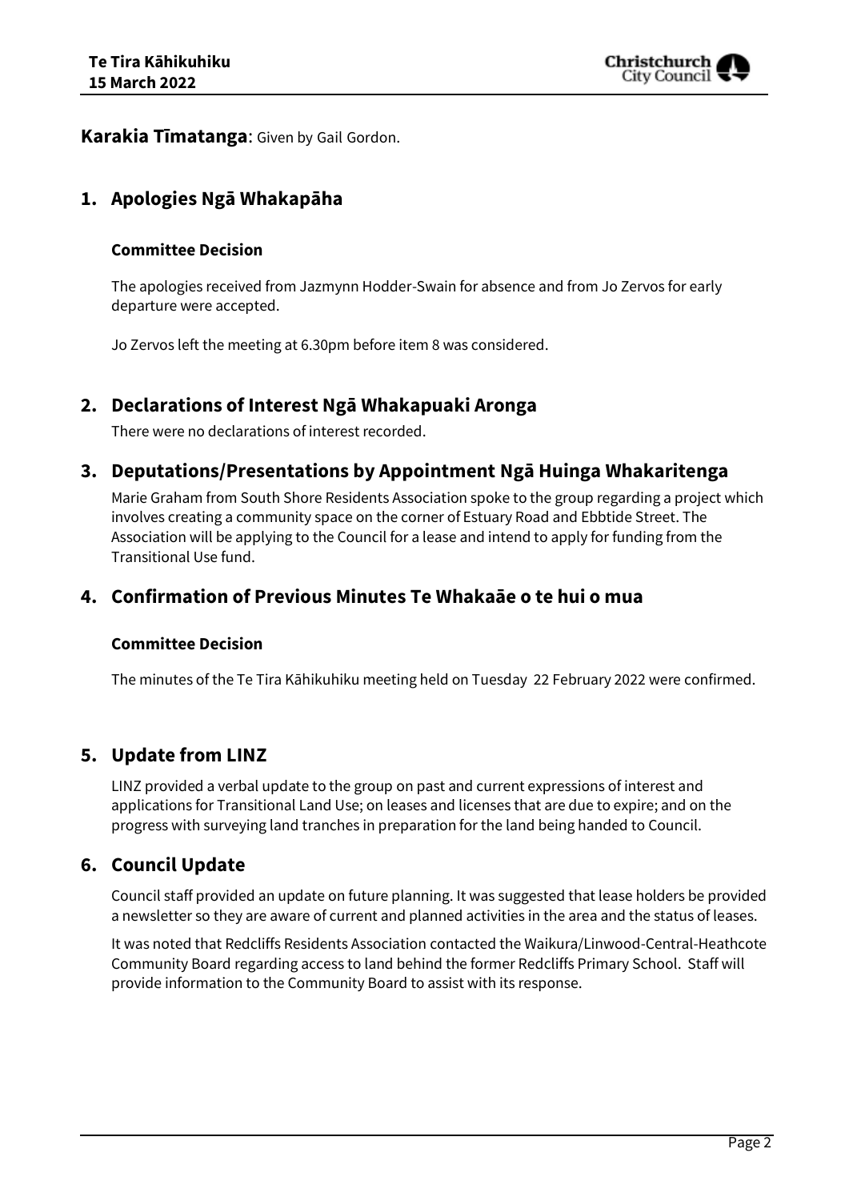**Karakia Tīmatanga**: Given by Gail Gordon.

## 1. Apologies Ngā Whakapāha

### Committee Decision

The apologies received from Jazmynn Hodder-Swain for absence and from Jo Zervos for early departure were accepted.

Jo Zervos left the meeting at 6.30pm before item 8 was considered.

## 2. Declarations of Interest Ngā Whakapuaki Aronga

There were no declarations of interest recorded.

## 3. Deputations/Presentations by Appointment Ngā Huinga Whakaritenga

Marie Graham from South Shore Residents Association spoke to the group regarding a project which involves creating a community space on the corner of Estuary Road and Ebbtide Street. The Association will be applying to the Council for a lease and intend to apply for funding from the Transitional Use fund.

## 4. Confirmation of Previous Minutes Te Whakaāe o te hui o mua

### Committee Decision

The minutes of the Te Tira Kāhikuhiku meeting held on Tuesday 22 February 2022 were confirmed.

## 5. Update from LINZ

LINZ provided a verbal update to the group on past and current expressions of interest and applications for Transitional Land Use; on leases and licenses that are due to expire; and on the progress with surveying land tranches in preparation for the land being handed to Council.

## 6. Council Update

Council staff provided an update on future planning. It was suggested that lease holders be provided a newsletter so they are aware of current and planned activities in the area and the status of leases.

It was noted that Redcliffs Residents Association contacted the Waikura/Linwood-Central-Heathcote Community Board regarding access to land behind the former Redcliffs Primary School. Staff will provide information to the Community Board to assist with its response.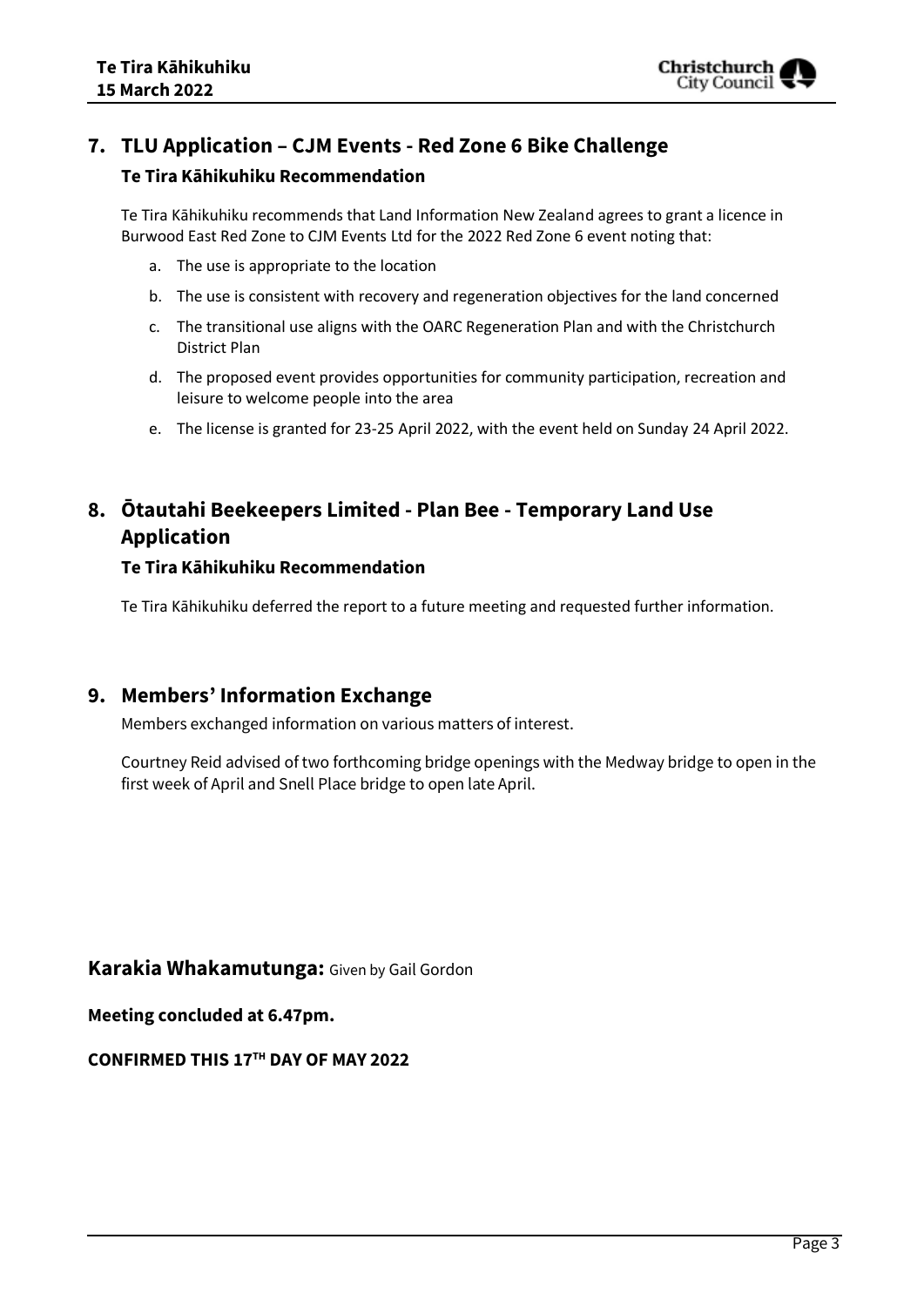## 7. TLU Application – CJM Events - Red Zone 6 Bike Challenge

### Te Tira Kāhikuhiku Recommendation

Te Tira Kāhikuhiku recommends that Land Information New Zealand agrees to grant a licence in Burwood East Red Zone to CJM Events Ltd for the 2022 Red Zone 6 event noting that:

a. The use is appropriate to the location
b. The use is consistent with recovery and regeneration objectives for the land concerned
c. The transitional use aligns with the OARC Regeneration Plan and with the Christchurch District Plan
d. The proposed event provides opportunities for community participation, recreation and leisure to welcome people into the area
e. The license is granted for 23-25 April 2022, with the event held on Sunday 24 April 2022.

## 8. Ōtautahi Beekeepers Limited - Plan Bee - Temporary Land Use Application

### Te Tira Kāhikuhiku Recommendation

Te Tira Kāhikuhiku deferred the report to a future meeting and requested further information.

## 9. Members' Information Exchange

Members exchanged information on various matters of interest.

Courtney Reid advised of two forthcoming bridge openings with the Medway bridge to open in the first week of April and Snell Place bridge to open late April.

**Karakia Whakamutunga:** Given by Gail Gordon

**Meeting concluded at 6.47pm.**

**CONFIRMED THIS 17TH DAY OF MAY 2022**